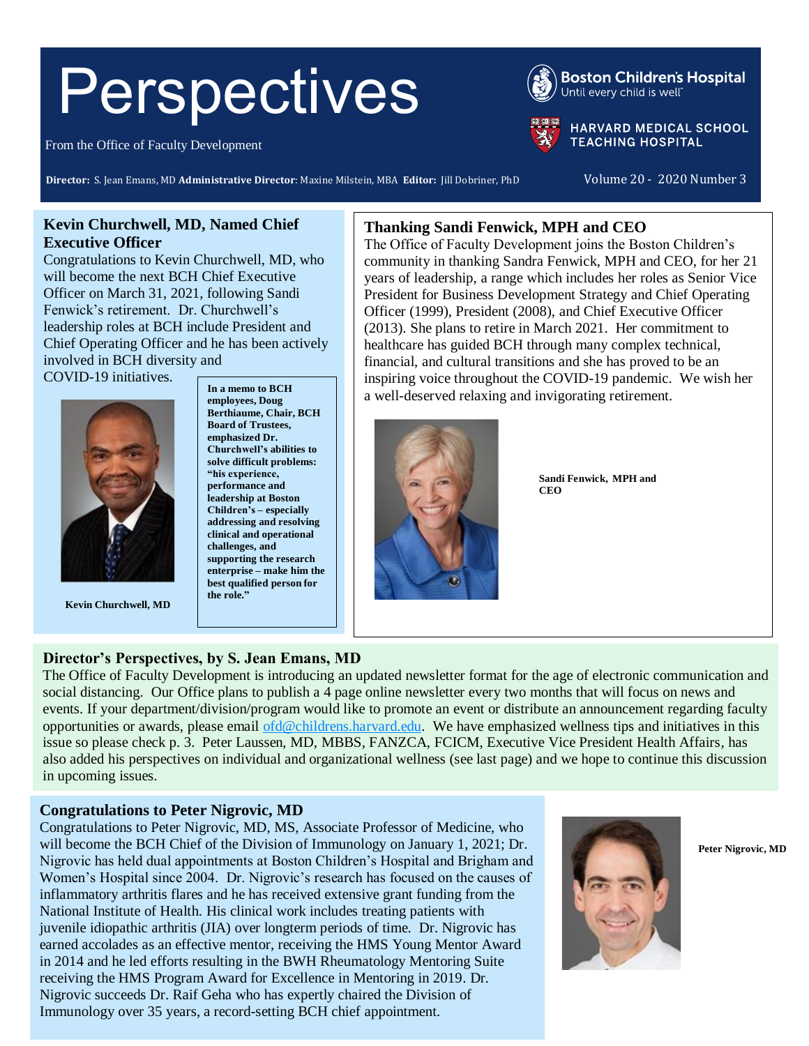# Perspectives

From the Office of Faculty Development

Boston Children's Hospital — Until every child is well

HARVARD MEDICAL SCHOOL TEACHING HOSPITAL

**Director:** S. Jean Emans, MD **Administrative Director**: Maxine Milstein, MBA **Editor:** Jill Dobriner, PhD

Volume 20 - 2020 Number 3

## Kevin Churchwell, MD, Named Chief Executive Officer

Congratulations to Kevin Churchwell, MD, who will become the next BCH Chief Executive Officer on March 31, 2021, following Sandi Fenwick's retirement. Dr. Churchwell's leadership roles at BCH include President and Chief Operating Officer and he has been actively involved in BCH diversity and COVID-19 initiatives.

**In a memo to BCH employees, Doug Berthiaume, Chair, BCH Board of Trustees, emphasized Dr. Churchwell's abilities to solve difficult problems: "his experience, performance and leadership at Boston Children's – especially addressing and resolving clinical and operational challenges, and supporting the research enterprise – make him the best qualified person for the role."**

**Kevin Churchwell, MD**

## Thanking Sandi Fenwick, MPH and CEO

The Office of Faculty Development joins the Boston Children's community in thanking Sandra Fenwick, MPH and CEO, for her 21 years of leadership, a range which includes her roles as Senior Vice President for Business Development Strategy and Chief Operating Officer (1999), President (2008), and Chief Executive Officer (2013). She plans to retire in March 2021. Her commitment to healthcare has guided BCH through many complex technical, financial, and cultural transitions and she has proved to be an inspiring voice throughout the COVID-19 pandemic. We wish her a well-deserved relaxing and invigorating retirement.

**Sandi Fenwick, MPH and CEO**

## Director's Perspectives, by S. Jean Emans, MD

The Office of Faculty Development is introducing an updated newsletter format for the age of electronic communication and social distancing. Our Office plans to publish a 4 page online newsletter every two months that will focus on news and events. If your department/division/program would like to promote an event or distribute an announcement regarding faculty opportunities or awards, please email ofd@childrens.harvard.edu. We have emphasized wellness tips and initiatives in this issue so please check p. 3. Peter Laussen, MD, MBBS, FANZCA, FCICM, Executive Vice President Health Affairs, has also added his perspectives on individual and organizational wellness (see last page) and we hope to continue this discussion in upcoming issues.

## Congratulations to Peter Nigrovic, MD

Congratulations to Peter Nigrovic, MD, MS, Associate Professor of Medicine, who will become the BCH Chief of the Division of Immunology on January 1, 2021; Dr. Nigrovic has held dual appointments at Boston Children's Hospital and Brigham and Women's Hospital since 2004. Dr. Nigrovic's research has focused on the causes of inflammatory arthritis flares and he has received extensive grant funding from the National Institute of Health. His clinical work includes treating patients with juvenile idiopathic arthritis (JIA) over longterm periods of time. Dr. Nigrovic has earned accolades as an effective mentor, receiving the HMS Young Mentor Award in 2014 and he led efforts resulting in the BWH Rheumatology Mentoring Suite receiving the HMS Program Award for Excellence in Mentoring in 2019. Dr. Nigrovic succeeds Dr. Raif Geha who has expertly chaired the Division of Immunology over 35 years, a record-setting BCH chief appointment.

**Peter Nigrovic, MD**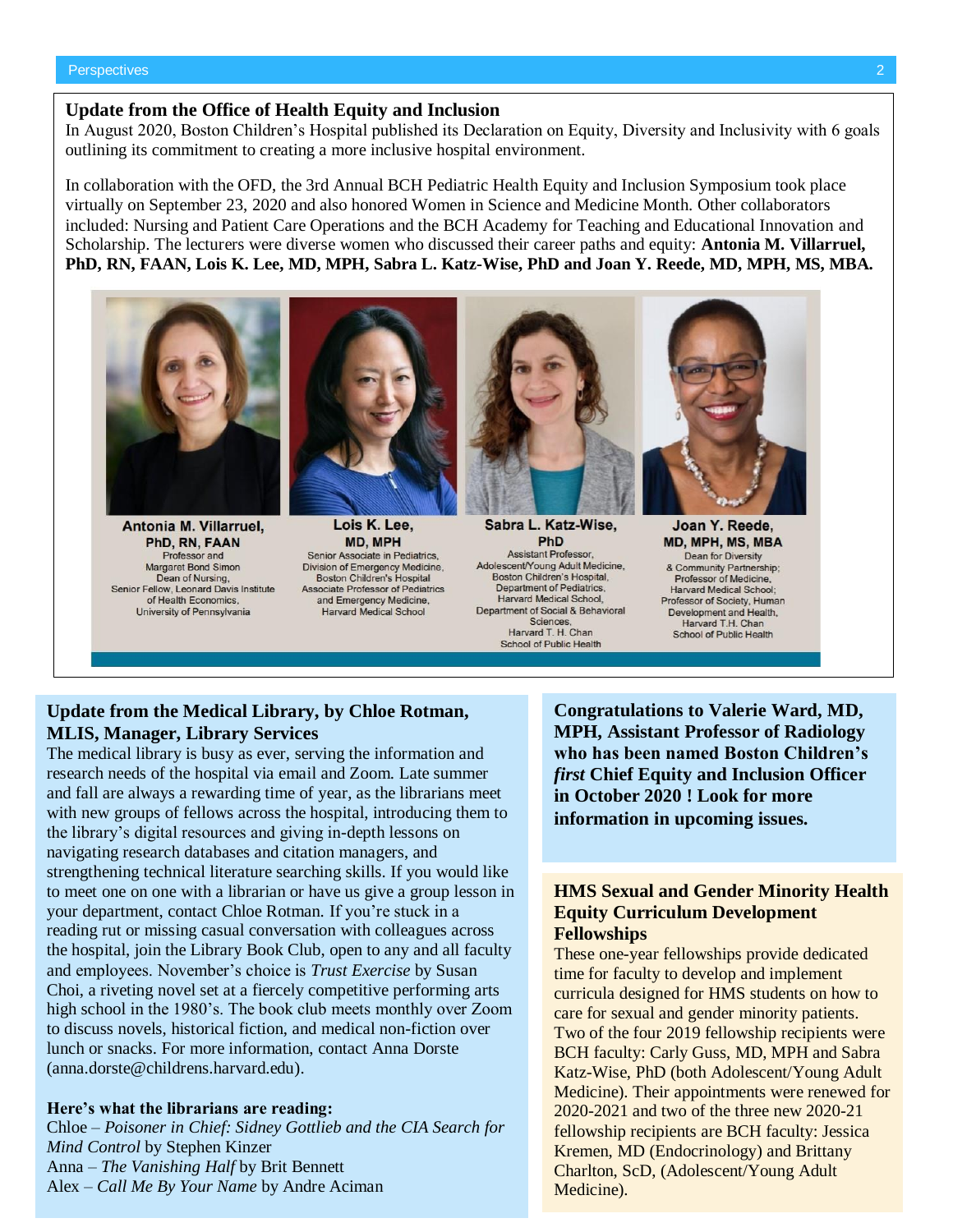## Update from the Office of Health Equity and Inclusion

In August 2020, Boston Children's Hospital published its Declaration on Equity, Diversity and Inclusivity with 6 goals outlining its commitment to creating a more inclusive hospital environment.

In collaboration with the OFD, the 3rd Annual BCH Pediatric Health Equity and Inclusion Symposium took place virtually on September 23, 2020 and also honored Women in Science and Medicine Month. Other collaborators included: Nursing and Patient Care Operations and the BCH Academy for Teaching and Educational Innovation and Scholarship. The lecturers were diverse women who discussed their career paths and equity: **Antonia M. Villarruel, PhD, RN, FAAN, Lois K. Lee, MD, MPH, Sabra L. Katz-Wise, PhD and Joan Y. Reede, MD, MPH, MS, MBA.**

**Antonia M. Villarruel, PhD, RN, FAAN**
Professor and Margaret Bond Simon Dean of Nursing, Senior Fellow, Leonard Davis Institute of Health Economics, University of Pennsylvania

**Lois K. Lee, MD, MPH**
Senior Associate in Pediatrics, Division of Emergency Medicine, Boston Children's Hospital Associate Professor of Pediatrics and Emergency Medicine, Harvard Medical School

**Sabra L. Katz-Wise, PhD**
Assistant Professor, Adolescent/Young Adult Medicine, Boston Children's Hospital, Department of Pediatrics, Harvard Medical School, Department of Social & Behavioral Sciences, Harvard T. H. Chan School of Public Health

**Joan Y. Reede, MD, MPH, MS, MBA**
Dean for Diversity & Community Partnership; Professor of Medicine, Harvard Medical School; Professor of Society, Human Development and Health, Harvard T.H. Chan School of Public Health

## Update from the Medical Library, by Chloe Rotman, MLIS, Manager, Library Services

The medical library is busy as ever, serving the information and research needs of the hospital via email and Zoom. Late summer and fall are always a rewarding time of year, as the librarians meet with new groups of fellows across the hospital, introducing them to the library's digital resources and giving in-depth lessons on navigating research databases and citation managers, and strengthening technical literature searching skills. If you would like to meet one on one with a librarian or have us give a group lesson in your department, contact Chloe Rotman. If you're stuck in a reading rut or missing casual conversation with colleagues across the hospital, join the Library Book Club, open to any and all faculty and employees. November's choice is *Trust Exercise* by Susan Choi, a riveting novel set at a fiercely competitive performing arts high school in the 1980's. The book club meets monthly over Zoom to discuss novels, historical fiction, and medical non-fiction over lunch or snacks. For more information, contact Anna Dorste (anna.dorste@childrens.harvard.edu).

**Here's what the librarians are reading:**

Chloe – *Poisoner in Chief: Sidney Gottlieb and the CIA Search for Mind Control* by Stephen Kinzer
Anna – *The Vanishing Half* by Brit Bennett
Alex – *Call Me By Your Name* by Andre Aciman

**Congratulations to Valerie Ward, MD, MPH, Assistant Professor of Radiology who has been named Boston Children's *first* Chief Equity and Inclusion Officer in October 2020 ! Look for more information in upcoming issues.**

## HMS Sexual and Gender Minority Health Equity Curriculum Development Fellowships

These one-year fellowships provide dedicated time for faculty to develop and implement curricula designed for HMS students on how to care for sexual and gender minority patients. Two of the four 2019 fellowship recipients were BCH faculty: Carly Guss, MD, MPH and Sabra Katz-Wise, PhD (both Adolescent/Young Adult Medicine). Their appointments were renewed for 2020-2021 and two of the three new 2020-21 fellowship recipients are BCH faculty: Jessica Kremen, MD (Endocrinology) and Brittany Charlton, ScD, (Adolescent/Young Adult Medicine).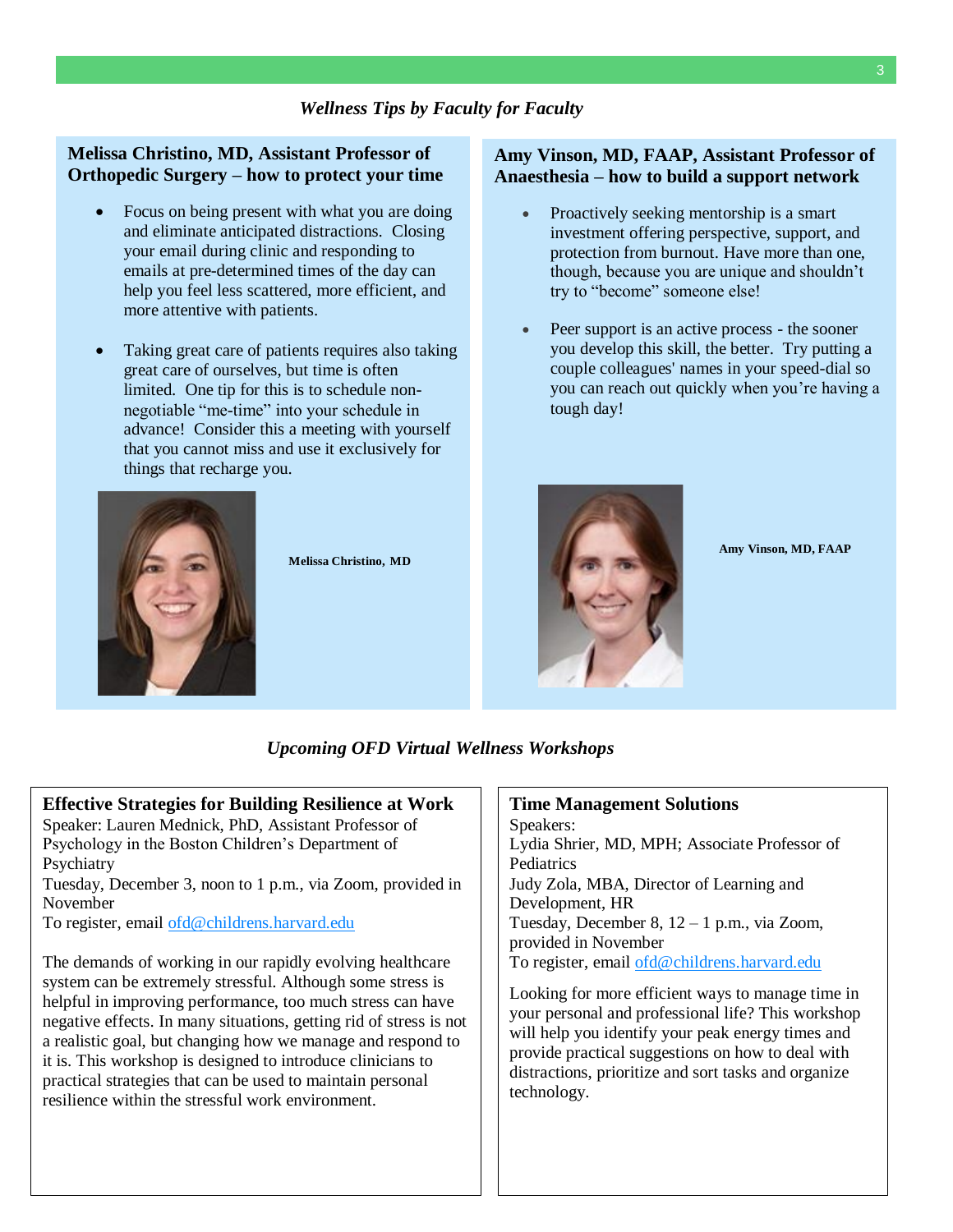*Wellness Tips by Faculty for Faculty*

### Melissa Christino, MD, Assistant Professor of Orthopedic Surgery – how to protect your time

- Focus on being present with what you are doing and eliminate anticipated distractions. Closing your email during clinic and responding to emails at pre-determined times of the day can help you feel less scattered, more efficient, and more attentive with patients.
- Taking great care of patients requires also taking great care of ourselves, but time is often limited. One tip for this is to schedule non-negotiable "me-time" into your schedule in advance! Consider this a meeting with yourself that you cannot miss and use it exclusively for things that recharge you.

**Melissa Christino, MD**

### Amy Vinson, MD, FAAP, Assistant Professor of Anaesthesia – how to build a support network

- Proactively seeking mentorship is a smart investment offering perspective, support, and protection from burnout. Have more than one, though, because you are unique and shouldn't try to "become" someone else!
- Peer support is an active process - the sooner you develop this skill, the better. Try putting a couple colleagues' names in your speed-dial so you can reach out quickly when you're having a tough day!

**Amy Vinson, MD, FAAP**

*Upcoming OFD Virtual Wellness Workshops*

### Effective Strategies for Building Resilience at Work

Speaker: Lauren Mednick, PhD, Assistant Professor of Psychology in the Boston Children's Department of Psychiatry
Tuesday, December 3, noon to 1 p.m., via Zoom, provided in November
To register, email ofd@childrens.harvard.edu

The demands of working in our rapidly evolving healthcare system can be extremely stressful. Although some stress is helpful in improving performance, too much stress can have negative effects. In many situations, getting rid of stress is not a realistic goal, but changing how we manage and respond to it is. This workshop is designed to introduce clinicians to practical strategies that can be used to maintain personal resilience within the stressful work environment.

### Time Management Solutions

Speakers:
Lydia Shrier, MD, MPH; Associate Professor of Pediatrics
Judy Zola, MBA, Director of Learning and Development, HR
Tuesday, December 8, 12 – 1 p.m., via Zoom, provided in November
To register, email ofd@childrens.harvard.edu

Looking for more efficient ways to manage time in your personal and professional life? This workshop will help you identify your peak energy times and provide practical suggestions on how to deal with distractions, prioritize and sort tasks and organize technology.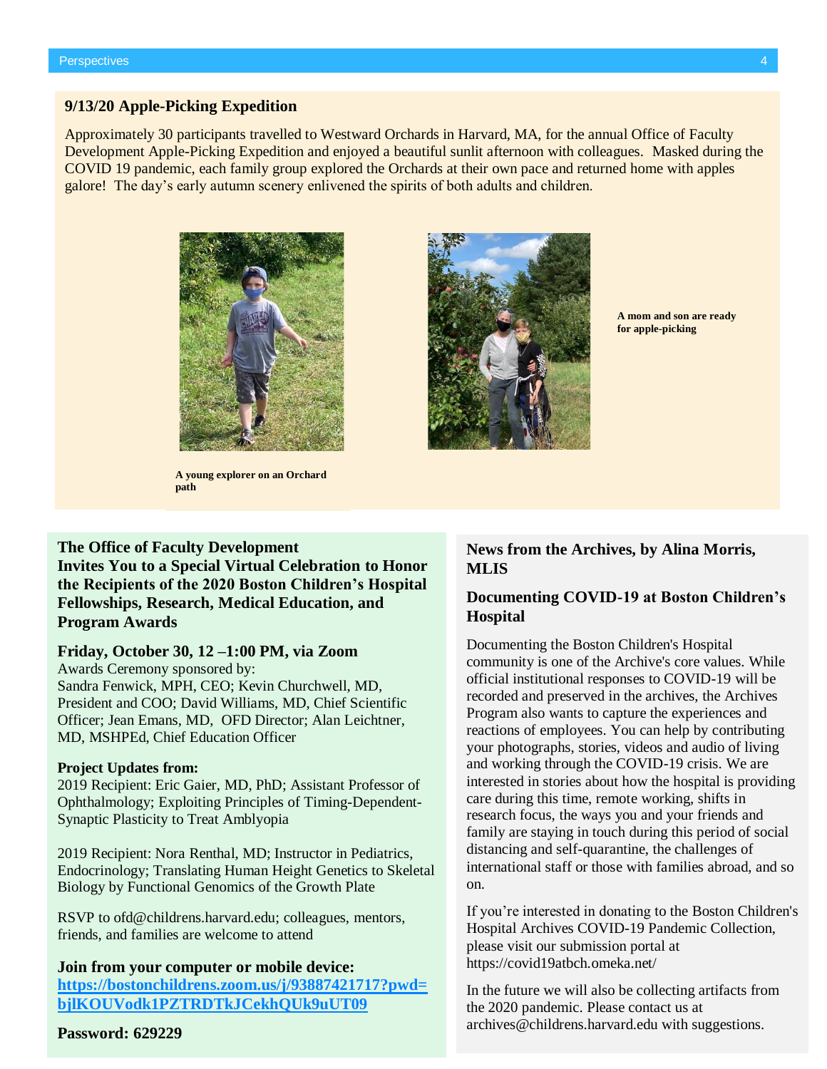## 9/13/20 Apple-Picking Expedition

Approximately 30 participants travelled to Westward Orchards in Harvard, MA, for the annual Office of Faculty Development Apple-Picking Expedition and enjoyed a beautiful sunlit afternoon with colleagues. Masked during the COVID 19 pandemic, each family group explored the Orchards at their own pace and returned home with apples galore! The day's early autumn scenery enlivened the spirits of both adults and children.

**A young explorer on an Orchard path**

**A mom and son are ready for apple-picking**

## The Office of Faculty Development Invites You to a Special Virtual Celebration to Honor the Recipients of the 2020 Boston Children's Hospital Fellowships, Research, Medical Education, and Program Awards

**Friday, October 30, 12 –1:00 PM, via Zoom**

Awards Ceremony sponsored by:
Sandra Fenwick, MPH, CEO; Kevin Churchwell, MD, President and COO; David Williams, MD, Chief Scientific Officer; Jean Emans, MD, OFD Director; Alan Leichtner, MD, MSHPEd, Chief Education Officer

**Project Updates from:**

2019 Recipient: Eric Gaier, MD, PhD; Assistant Professor of Ophthalmology; Exploiting Principles of Timing-Dependent-Synaptic Plasticity to Treat Amblyopia

2019 Recipient: Nora Renthal, MD; Instructor in Pediatrics, Endocrinology; Translating Human Height Genetics to Skeletal Biology by Functional Genomics of the Growth Plate

RSVP to ofd@childrens.harvard.edu; colleagues, mentors, friends, and families are welcome to attend

**Join from your computer or mobile device:**
**https://bostonchildrens.zoom.us/j/93887421717?pwd=bjlKOUVodk1PZTRDTkJCekhQUk9uUT09**

**Password: 629229**

## News from the Archives, by Alina Morris, MLIS

### Documenting COVID-19 at Boston Children's Hospital

Documenting the Boston Children's Hospital community is one of the Archive's core values. While official institutional responses to COVID-19 will be recorded and preserved in the archives, the Archives Program also wants to capture the experiences and reactions of employees. You can help by contributing your photographs, stories, videos and audio of living and working through the COVID-19 crisis. We are interested in stories about how the hospital is providing care during this time, remote working, shifts in research focus, the ways you and your friends and family are staying in touch during this period of social distancing and self-quarantine, the challenges of international staff or those with families abroad, and so on.

If you're interested in donating to the Boston Children's Hospital Archives COVID-19 Pandemic Collection, please visit our submission portal at https://covid19atbch.omeka.net/

In the future we will also be collecting artifacts from the 2020 pandemic. Please contact us at archives@childrens.harvard.edu with suggestions.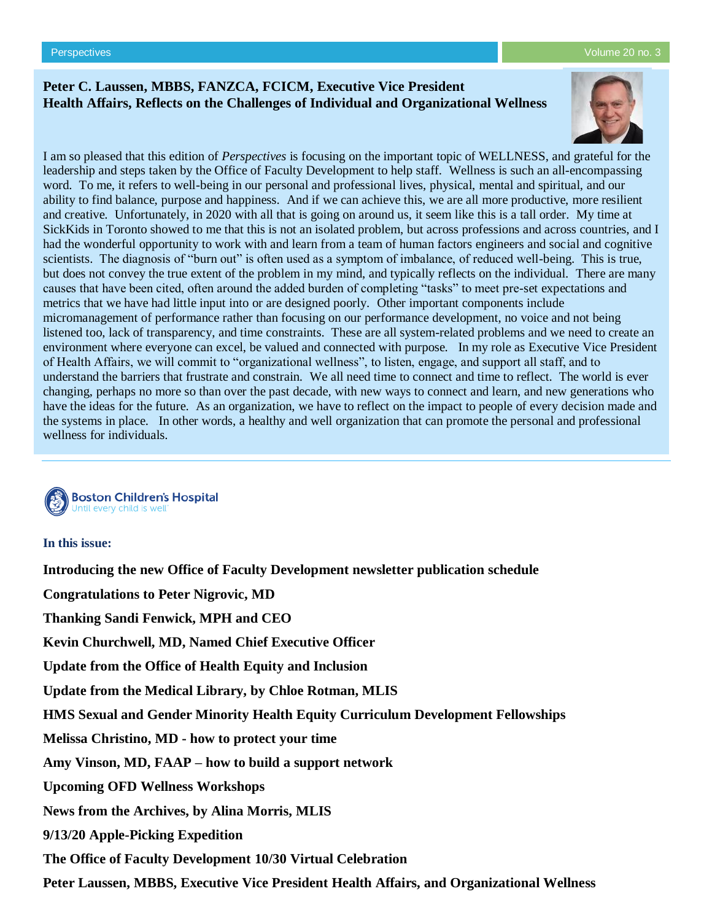## Peter C. Laussen, MBBS, FANZCA, FCICM, Executive Vice President Health Affairs, Reflects on the Challenges of Individual and Organizational Wellness

I am so pleased that this edition of *Perspectives* is focusing on the important topic of WELLNESS, and grateful for the leadership and steps taken by the Office of Faculty Development to help staff. Wellness is such an all-encompassing word. To me, it refers to well-being in our personal and professional lives, physical, mental and spiritual, and our ability to find balance, purpose and happiness. And if we can achieve this, we are all more productive, more resilient and creative. Unfortunately, in 2020 with all that is going on around us, it seem like this is a tall order. My time at SickKids in Toronto showed to me that this is not an isolated problem, but across professions and across countries, and I had the wonderful opportunity to work with and learn from a team of human factors engineers and social and cognitive scientists. The diagnosis of "burn out" is often used as a symptom of imbalance, of reduced well-being. This is true, but does not convey the true extent of the problem in my mind, and typically reflects on the individual. There are many causes that have been cited, often around the added burden of completing "tasks" to meet pre-set expectations and metrics that we have had little input into or are designed poorly. Other important components include micromanagement of performance rather than focusing on our performance development, no voice and not being listened too, lack of transparency, and time constraints. These are all system-related problems and we need to create an environment where everyone can excel, be valued and connected with purpose. In my role as Executive Vice President of Health Affairs, we will commit to "organizational wellness", to listen, engage, and support all staff, and to understand the barriers that frustrate and constrain. We all need time to connect and time to reflect. The world is ever changing, perhaps no more so than over the past decade, with new ways to connect and learn, and new generations who have the ideas for the future. As an organization, we have to reflect on the impact to people of every decision made and the systems in place. In other words, a healthy and well organization that can promote the personal and professional wellness for individuals.

Boston Children's Hospital
Until every child is well

**In this issue:**

**Introducing the new Office of Faculty Development newsletter publication schedule**

**Congratulations to Peter Nigrovic, MD**

**Thanking Sandi Fenwick, MPH and CEO**

**Kevin Churchwell, MD, Named Chief Executive Officer**

**Update from the Office of Health Equity and Inclusion**

**Update from the Medical Library, by Chloe Rotman, MLIS**

**HMS Sexual and Gender Minority Health Equity Curriculum Development Fellowships**

**Melissa Christino, MD - how to protect your time**

**Amy Vinson, MD, FAAP – how to build a support network**

**Upcoming OFD Wellness Workshops**

**News from the Archives, by Alina Morris, MLIS**

**9/13/20 Apple-Picking Expedition**

**The Office of Faculty Development 10/30 Virtual Celebration**

**Peter Laussen, MBBS, Executive Vice President Health Affairs, and Organizational Wellness**